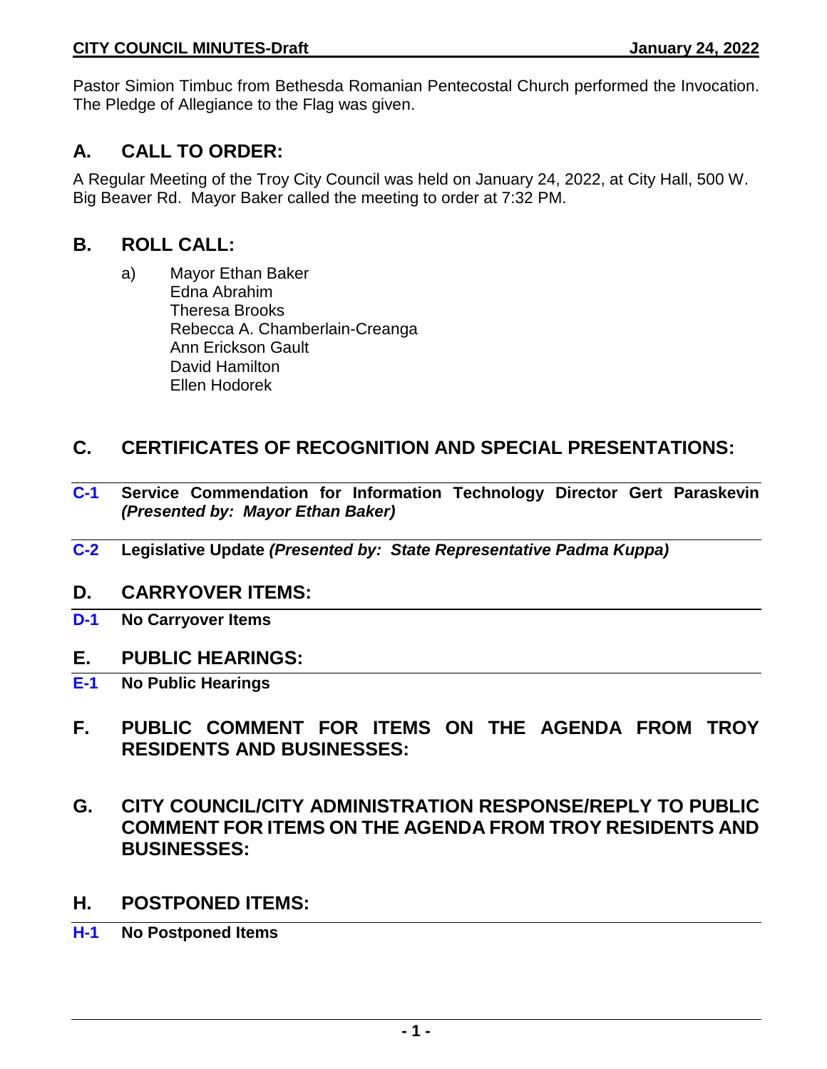Pastor Simion Timbuc from Bethesda Romanian Pentecostal Church performed the Invocation. The Pledge of Allegiance to the Flag was given.

## A. CALL TO ORDER:

A Regular Meeting of the Troy City Council was held on January 24, 2022, at City Hall, 500 W. Big Beaver Rd. Mayor Baker called the meeting to order at 7:32 PM.

## B. ROLL CALL:

a) Mayor Ethan Baker
Edna Abrahim
Theresa Brooks
Rebecca A. Chamberlain-Creanga
Ann Erickson Gault
David Hamilton
Ellen Hodorek

## C. CERTIFICATES OF RECOGNITION AND SPECIAL PRESENTATIONS:

**C-1 Service Commendation for Information Technology Director Gert Paraskevin** ***(Presented by: Mayor Ethan Baker)***

**C-2 Legislative Update** ***(Presented by: State Representative Padma Kuppa)***

## D. CARRYOVER ITEMS:

**D-1 No Carryover Items**

## E. PUBLIC HEARINGS:

**E-1 No Public Hearings**

## F. PUBLIC COMMENT FOR ITEMS ON THE AGENDA FROM TROY RESIDENTS AND BUSINESSES:

## G. CITY COUNCIL/CITY ADMINISTRATION RESPONSE/REPLY TO PUBLIC COMMENT FOR ITEMS ON THE AGENDA FROM TROY RESIDENTS AND BUSINESSES:

## H. POSTPONED ITEMS:

**H-1 No Postponed Items**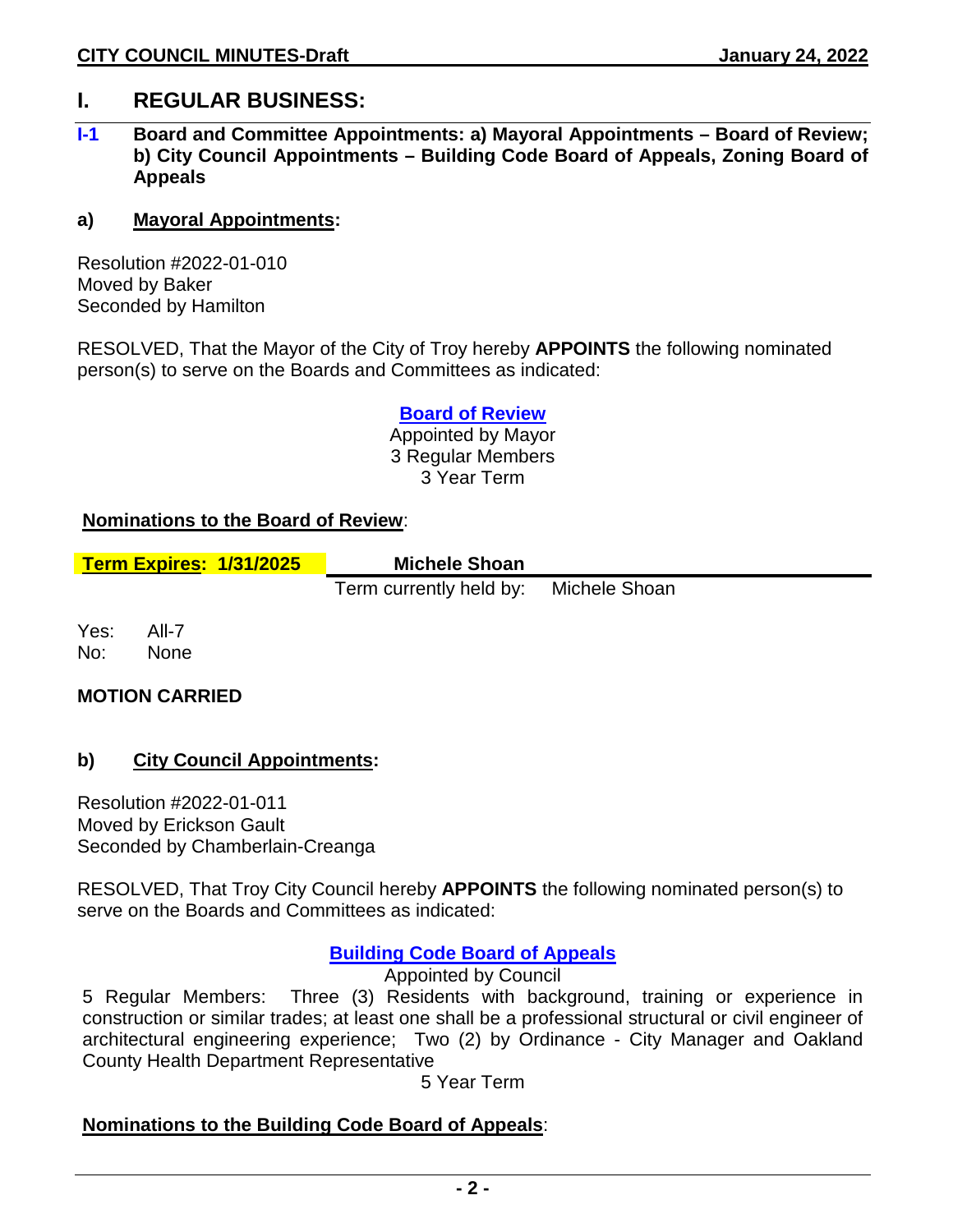# I. REGULAR BUSINESS:

## I-1 Board and Committee Appointments: a) Mayoral Appointments – Board of Review; b) City Council Appointments – Building Code Board of Appeals, Zoning Board of Appeals

### a) Mayoral Appointments:

Resolution #2022-01-010
Moved by Baker
Seconded by Hamilton

RESOLVED, That the Mayor of the City of Troy hereby **APPOINTS** the following nominated person(s) to serve on the Boards and Committees as indicated:

**Board of Review**
Appointed by Mayor
3 Regular Members
3 Year Term

**Nominations to the Board of Review**:

| **Term Expires: 1/31/2025** | **Michele Shoan** | |
|---|---|---|
| | Term currently held by: | Michele Shoan |

Yes: All-7
No: None

**MOTION CARRIED**

### b) City Council Appointments:

Resolution #2022-01-011
Moved by Erickson Gault
Seconded by Chamberlain-Creanga

RESOLVED, That Troy City Council hereby **APPOINTS** the following nominated person(s) to serve on the Boards and Committees as indicated:

**Building Code Board of Appeals**
Appointed by Council
5 Regular Members: Three (3) Residents with background, training or experience in construction or similar trades; at least one shall be a professional structural or civil engineer of architectural engineering experience; Two (2) by Ordinance - City Manager and Oakland County Health Department Representative
5 Year Term

**Nominations to the Building Code Board of Appeals**: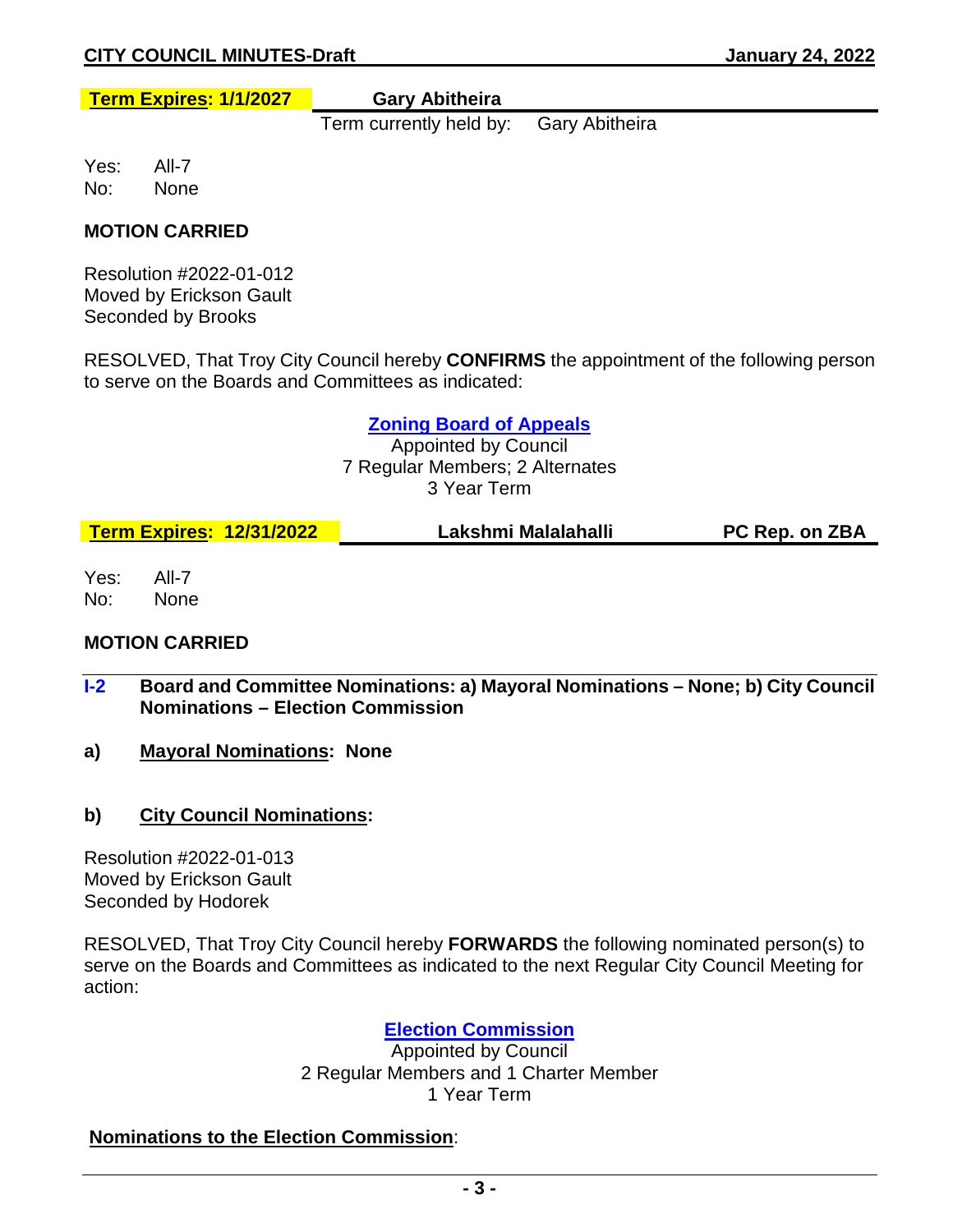| **Term Expires: 1/1/2027** | **Gary Abitheira** |
|---|---|
| | Term currently held by: Gary Abitheira |

Yes: All-7
No: None

**MOTION CARRIED**

Resolution #2022-01-012
Moved by Erickson Gault
Seconded by Brooks

RESOLVED, That Troy City Council hereby **CONFIRMS** the appointment of the following person to serve on the Boards and Committees as indicated:

**Zoning Board of Appeals**
Appointed by Council
7 Regular Members; 2 Alternates
3 Year Term

| **Term Expires: 12/31/2022** | **Lakshmi Malalahalli** | **PC Rep. on ZBA** |
|---|---|---|

Yes: All-7
No: None

**MOTION CARRIED**

**I-2 Board and Committee Nominations: a) Mayoral Nominations – None; b) City Council Nominations – Election Commission**

**a) Mayoral Nominations: None**

**b) City Council Nominations:**

Resolution #2022-01-013
Moved by Erickson Gault
Seconded by Hodorek

RESOLVED, That Troy City Council hereby **FORWARDS** the following nominated person(s) to serve on the Boards and Committees as indicated to the next Regular City Council Meeting for action:

**Election Commission**
Appointed by Council
2 Regular Members and 1 Charter Member
1 Year Term

**Nominations to the Election Commission**: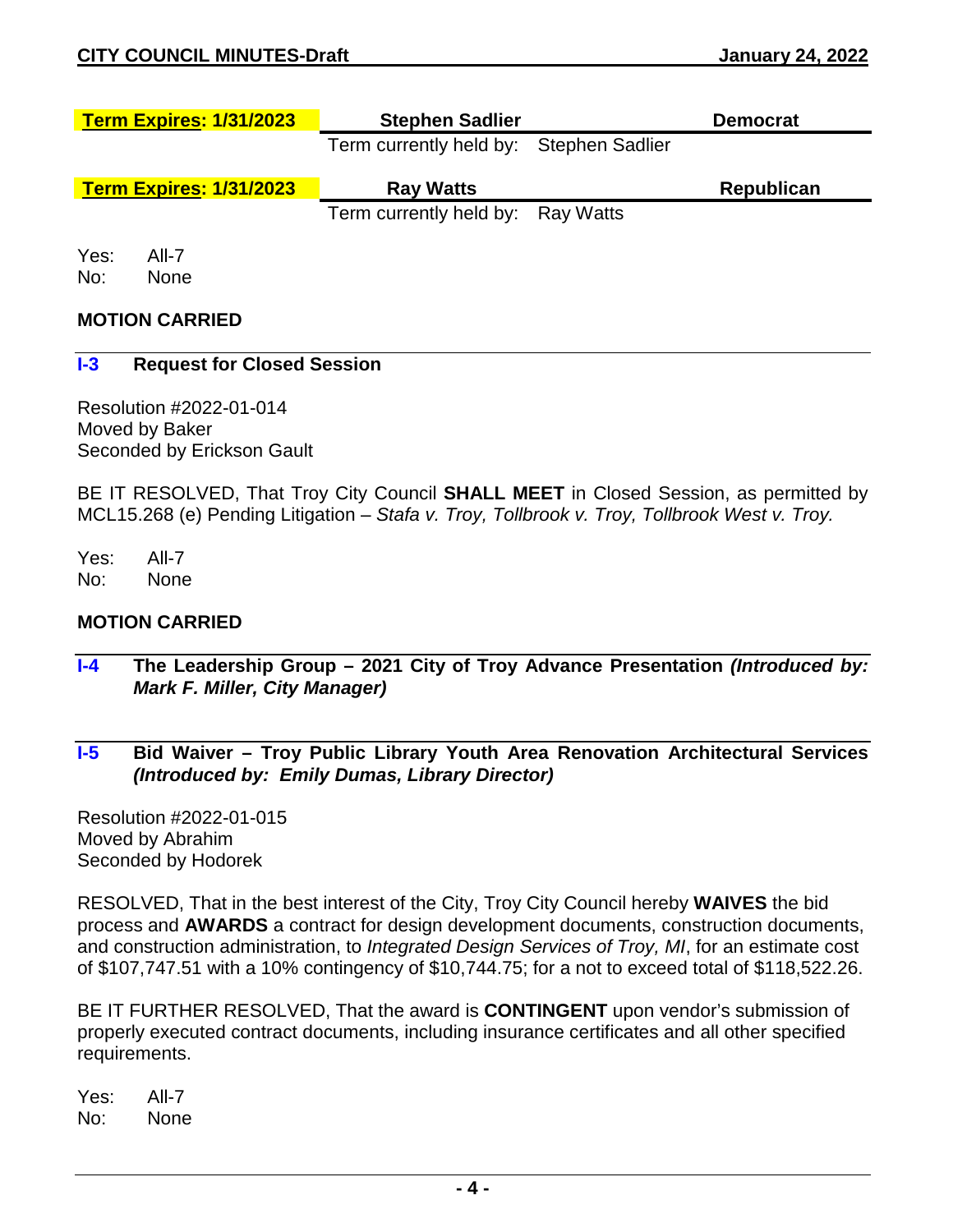| Term Expires: 1/31/2023 | Stephen Sadlier | Democrat |
|---|---|---|
| | Term currently held by: Stephen Sadlier | |

| Term Expires: 1/31/2023 | Ray Watts | Republican |
|---|---|---|
| | Term currently held by: Ray Watts | |

Yes: All-7
No: None

**MOTION CARRIED**

### I-3 Request for Closed Session

Resolution #2022-01-014
Moved by Baker
Seconded by Erickson Gault

BE IT RESOLVED, That Troy City Council **SHALL MEET** in Closed Session, as permitted by MCL15.268 (e) Pending Litigation – *Stafa v. Troy, Tollbrook v. Troy, Tollbrook West v. Troy.*

Yes: All-7
No: None

**MOTION CARRIED**

### I-4 The Leadership Group – 2021 City of Troy Advance Presentation *(Introduced by: Mark F. Miller, City Manager)*

### I-5 Bid Waiver – Troy Public Library Youth Area Renovation Architectural Services *(Introduced by: Emily Dumas, Library Director)*

Resolution #2022-01-015
Moved by Abrahim
Seconded by Hodorek

RESOLVED, That in the best interest of the City, Troy City Council hereby **WAIVES** the bid process and **AWARDS** a contract for design development documents, construction documents, and construction administration, to *Integrated Design Services of Troy, MI*, for an estimate cost of $107,747.51 with a 10% contingency of $10,744.75; for a not to exceed total of $118,522.26.

BE IT FURTHER RESOLVED, That the award is **CONTINGENT** upon vendor's submission of properly executed contract documents, including insurance certificates and all other specified requirements.

Yes: All-7
No: None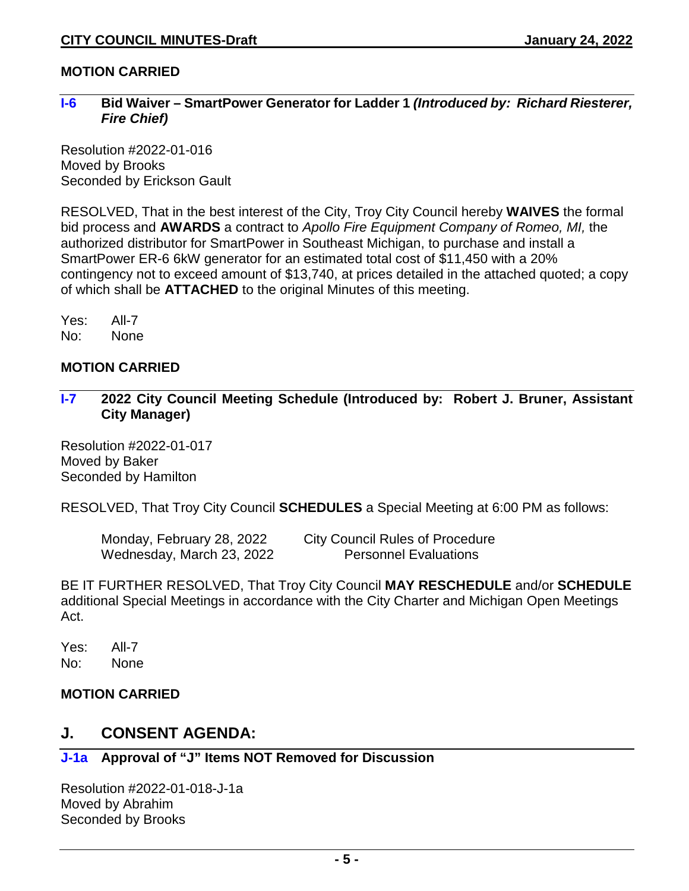**MOTION CARRIED**

### I-6 Bid Waiver – SmartPower Generator for Ladder 1 *(Introduced by: Richard Riesterer, Fire Chief)*

Resolution #2022-01-016
Moved by Brooks
Seconded by Erickson Gault

RESOLVED, That in the best interest of the City, Troy City Council hereby **WAIVES** the formal bid process and **AWARDS** a contract to *Apollo Fire Equipment Company of Romeo, MI,* the authorized distributor for SmartPower in Southeast Michigan, to purchase and install a SmartPower ER-6 6kW generator for an estimated total cost of $11,450 with a 20% contingency not to exceed amount of $13,740, at prices detailed in the attached quoted; a copy of which shall be **ATTACHED** to the original Minutes of this meeting.

Yes: All-7
No: None

**MOTION CARRIED**

### I-7 2022 City Council Meeting Schedule (Introduced by: Robert J. Bruner, Assistant City Manager)

Resolution #2022-01-017
Moved by Baker
Seconded by Hamilton

RESOLVED, That Troy City Council **SCHEDULES** a Special Meeting at 6:00 PM as follows:

| | |
|---|---|
| Monday, February 28, 2022 | City Council Rules of Procedure |
| Wednesday, March 23, 2022 | Personnel Evaluations |

BE IT FURTHER RESOLVED, That Troy City Council **MAY RESCHEDULE** and/or **SCHEDULE** additional Special Meetings in accordance with the City Charter and Michigan Open Meetings Act.

Yes: All-7
No: None

**MOTION CARRIED**

## J. CONSENT AGENDA:

### J-1a Approval of "J" Items NOT Removed for Discussion

Resolution #2022-01-018-J-1a
Moved by Abrahim
Seconded by Brooks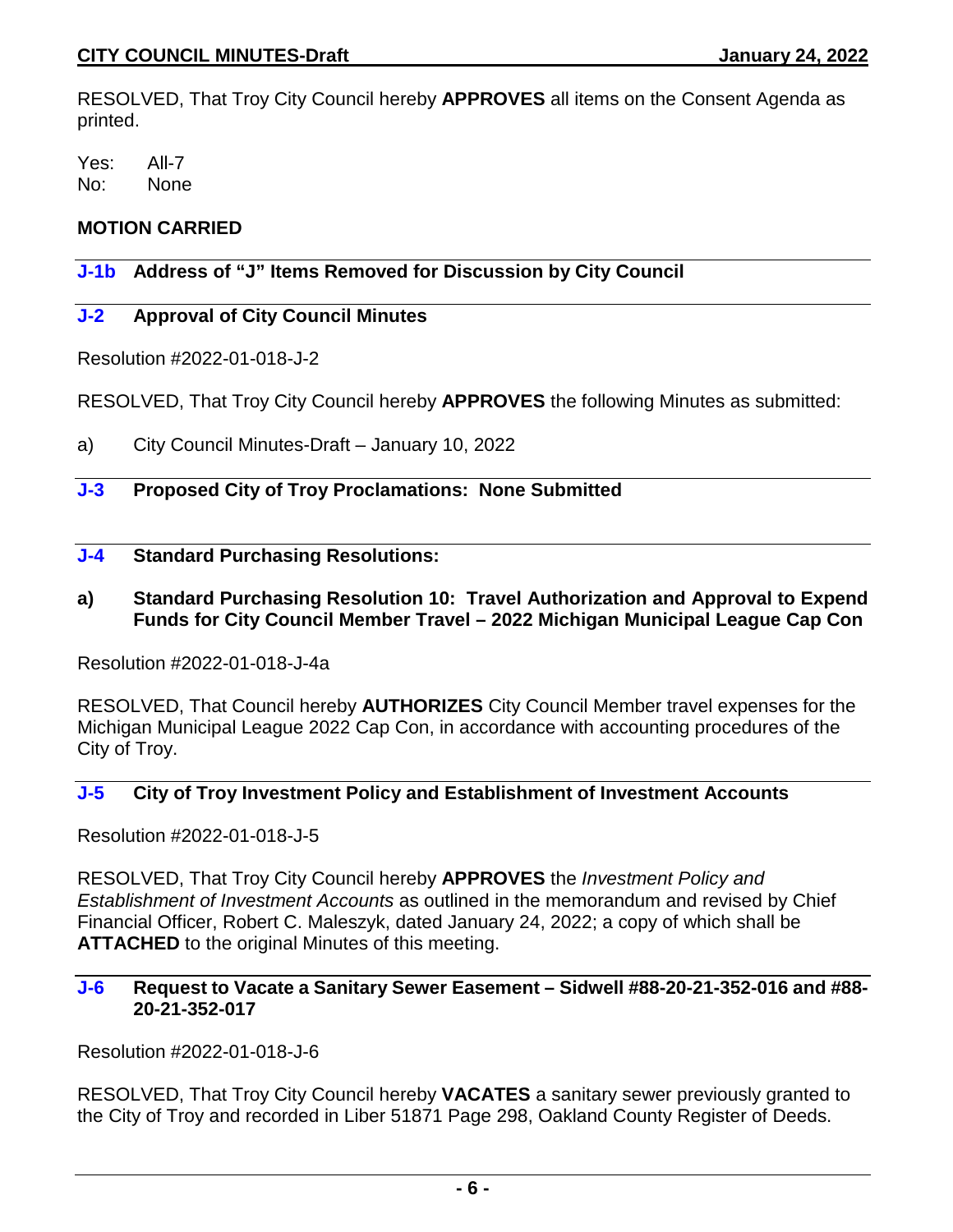RESOLVED, That Troy City Council hereby **APPROVES** all items on the Consent Agenda as printed.

Yes: All-7
No: None

**MOTION CARRIED**

### J-1b Address of "J" Items Removed for Discussion by City Council

### J-2 Approval of City Council Minutes

Resolution #2022-01-018-J-2

RESOLVED, That Troy City Council hereby **APPROVES** the following Minutes as submitted:

a) City Council Minutes-Draft – January 10, 2022

### J-3 Proposed City of Troy Proclamations: None Submitted

### J-4 Standard Purchasing Resolutions:

**a) Standard Purchasing Resolution 10: Travel Authorization and Approval to Expend Funds for City Council Member Travel – 2022 Michigan Municipal League Cap Con**

Resolution #2022-01-018-J-4a

RESOLVED, That Council hereby **AUTHORIZES** City Council Member travel expenses for the Michigan Municipal League 2022 Cap Con, in accordance with accounting procedures of the City of Troy.

### J-5 City of Troy Investment Policy and Establishment of Investment Accounts

Resolution #2022-01-018-J-5

RESOLVED, That Troy City Council hereby **APPROVES** the *Investment Policy and Establishment of Investment Accounts* as outlined in the memorandum and revised by Chief Financial Officer, Robert C. Maleszyk, dated January 24, 2022; a copy of which shall be **ATTACHED** to the original Minutes of this meeting.

### J-6 Request to Vacate a Sanitary Sewer Easement – Sidwell #88-20-21-352-016 and #88-20-21-352-017

Resolution #2022-01-018-J-6

RESOLVED, That Troy City Council hereby **VACATES** a sanitary sewer previously granted to the City of Troy and recorded in Liber 51871 Page 298, Oakland County Register of Deeds.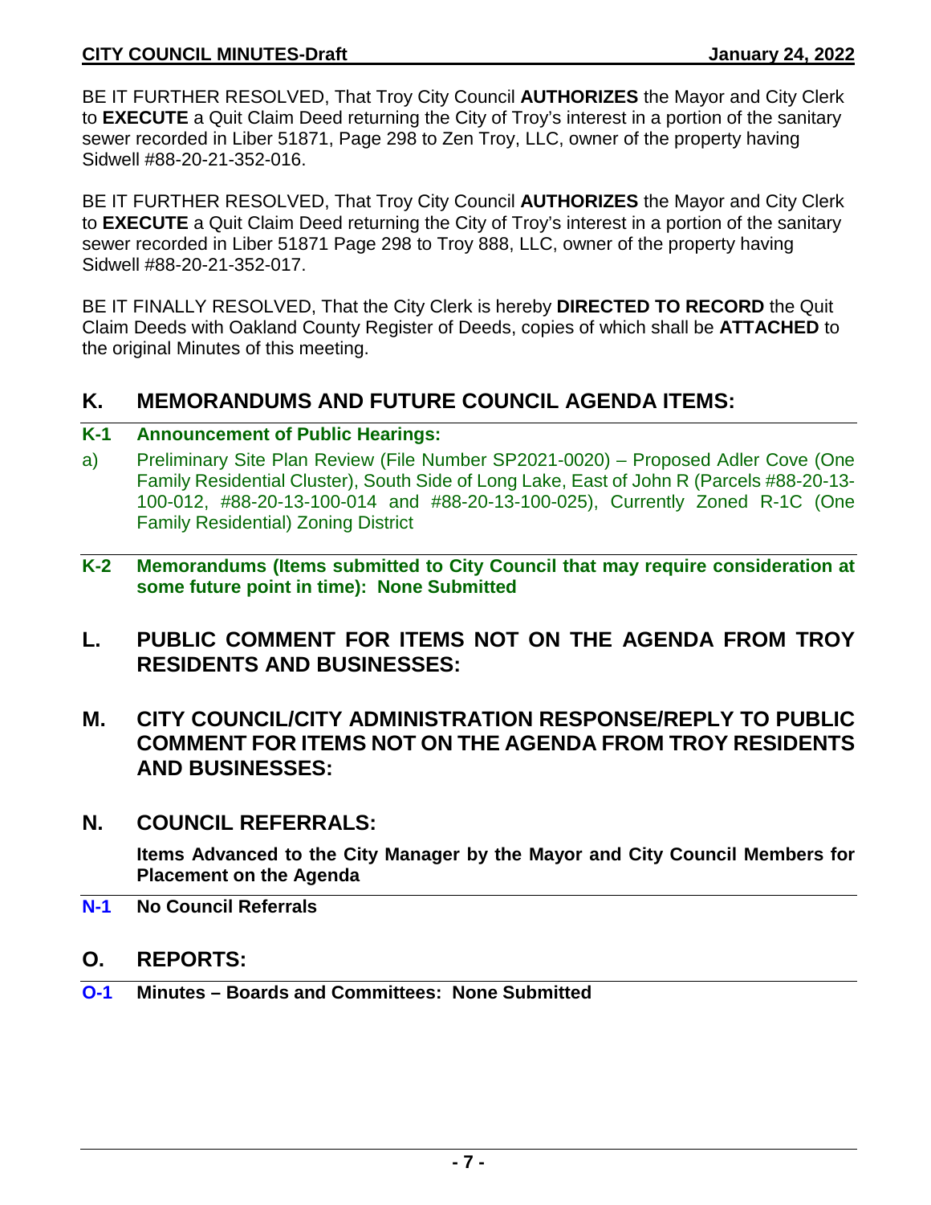BE IT FURTHER RESOLVED, That Troy City Council **AUTHORIZES** the Mayor and City Clerk to **EXECUTE** a Quit Claim Deed returning the City of Troy's interest in a portion of the sanitary sewer recorded in Liber 51871, Page 298 to Zen Troy, LLC, owner of the property having Sidwell #88-20-21-352-016.

BE IT FURTHER RESOLVED, That Troy City Council **AUTHORIZES** the Mayor and City Clerk to **EXECUTE** a Quit Claim Deed returning the City of Troy's interest in a portion of the sanitary sewer recorded in Liber 51871 Page 298 to Troy 888, LLC, owner of the property having Sidwell #88-20-21-352-017.

BE IT FINALLY RESOLVED, That the City Clerk is hereby **DIRECTED TO RECORD** the Quit Claim Deeds with Oakland County Register of Deeds, copies of which shall be **ATTACHED** to the original Minutes of this meeting.

## K. MEMORANDUMS AND FUTURE COUNCIL AGENDA ITEMS:

**K-1 Announcement of Public Hearings:**

a) Preliminary Site Plan Review (File Number SP2021-0020) – Proposed Adler Cove (One Family Residential Cluster), South Side of Long Lake, East of John R (Parcels #88-20-13-100-012, #88-20-13-100-014 and #88-20-13-100-025), Currently Zoned R-1C (One Family Residential) Zoning District

**K-2 Memorandums (Items submitted to City Council that may require consideration at some future point in time): None Submitted**

## L. PUBLIC COMMENT FOR ITEMS NOT ON THE AGENDA FROM TROY RESIDENTS AND BUSINESSES:

## M. CITY COUNCIL/CITY ADMINISTRATION RESPONSE/REPLY TO PUBLIC COMMENT FOR ITEMS NOT ON THE AGENDA FROM TROY RESIDENTS AND BUSINESSES:

## N. COUNCIL REFERRALS:

**Items Advanced to the City Manager by the Mayor and City Council Members for Placement on the Agenda**

**N-1 No Council Referrals**

## O. REPORTS:

**O-1 Minutes – Boards and Committees: None Submitted**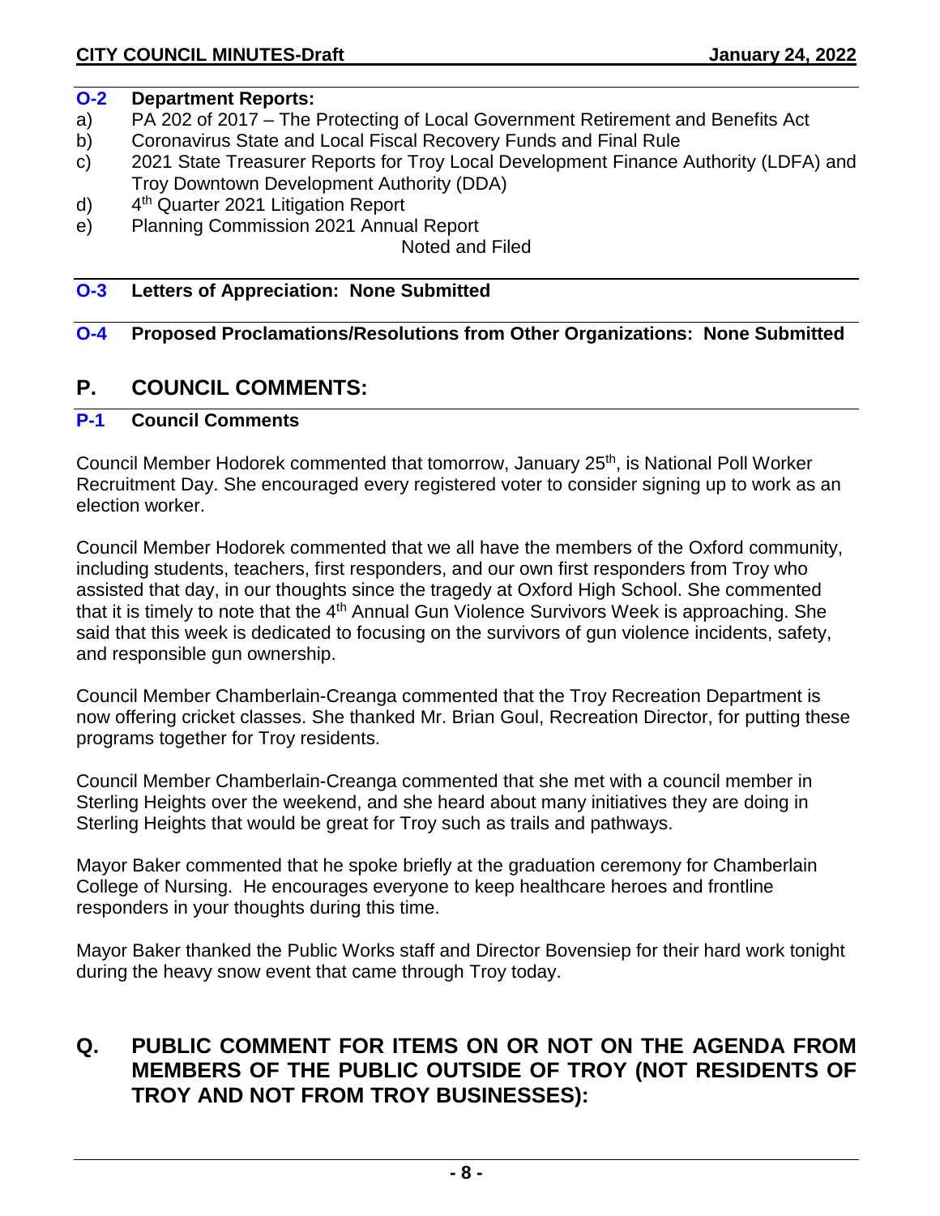### O-2 Department Reports:

a) PA 202 of 2017 – The Protecting of Local Government Retirement and Benefits Act
b) Coronavirus State and Local Fiscal Recovery Funds and Final Rule
c) 2021 State Treasurer Reports for Troy Local Development Finance Authority (LDFA) and Troy Downtown Development Authority (DDA)
d) 4th Quarter 2021 Litigation Report
e) Planning Commission 2021 Annual Report

Noted and Filed

### O-3 Letters of Appreciation: None Submitted

### O-4 Proposed Proclamations/Resolutions from Other Organizations: None Submitted

## P. COUNCIL COMMENTS:

### P-1 Council Comments

Council Member Hodorek commented that tomorrow, January 25th, is National Poll Worker Recruitment Day. She encouraged every registered voter to consider signing up to work as an election worker.

Council Member Hodorek commented that we all have the members of the Oxford community, including students, teachers, first responders, and our own first responders from Troy who assisted that day, in our thoughts since the tragedy at Oxford High School. She commented that it is timely to note that the 4th Annual Gun Violence Survivors Week is approaching. She said that this week is dedicated to focusing on the survivors of gun violence incidents, safety, and responsible gun ownership.

Council Member Chamberlain-Creanga commented that the Troy Recreation Department is now offering cricket classes. She thanked Mr. Brian Goul, Recreation Director, for putting these programs together for Troy residents.

Council Member Chamberlain-Creanga commented that she met with a council member in Sterling Heights over the weekend, and she heard about many initiatives they are doing in Sterling Heights that would be great for Troy such as trails and pathways.

Mayor Baker commented that he spoke briefly at the graduation ceremony for Chamberlain College of Nursing. He encourages everyone to keep healthcare heroes and frontline responders in your thoughts during this time.

Mayor Baker thanked the Public Works staff and Director Bovensiep for their hard work tonight during the heavy snow event that came through Troy today.

## Q. PUBLIC COMMENT FOR ITEMS ON OR NOT ON THE AGENDA FROM MEMBERS OF THE PUBLIC OUTSIDE OF TROY (NOT RESIDENTS OF TROY AND NOT FROM TROY BUSINESSES):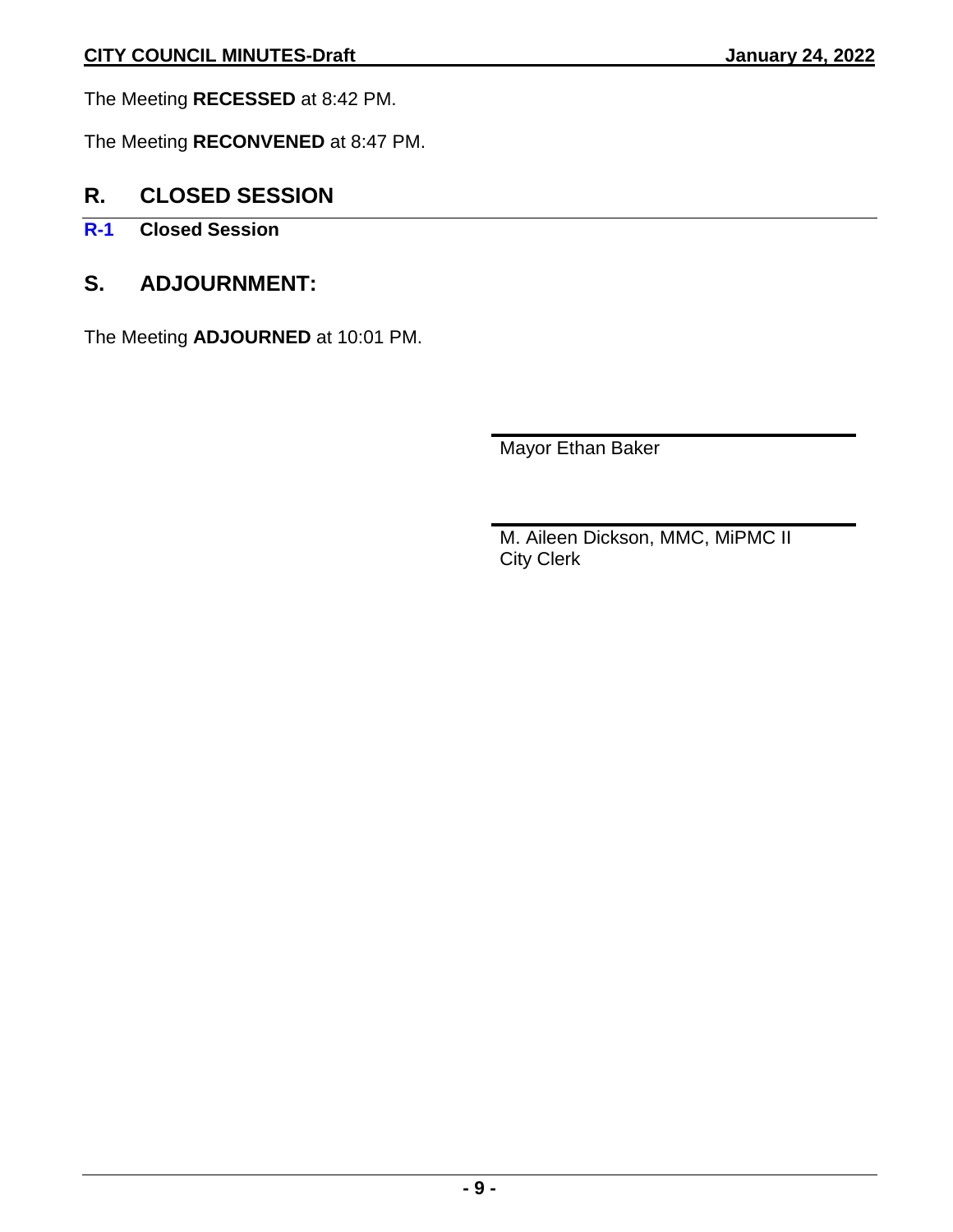The Meeting **RECESSED** at 8:42 PM.

The Meeting **RECONVENED** at 8:47 PM.

## R. CLOSED SESSION

**R-1 Closed Session**

## S. ADJOURNMENT:

The Meeting **ADJOURNED** at 10:01 PM.

Mayor Ethan Baker

M. Aileen Dickson, MMC, MiPMC II
City Clerk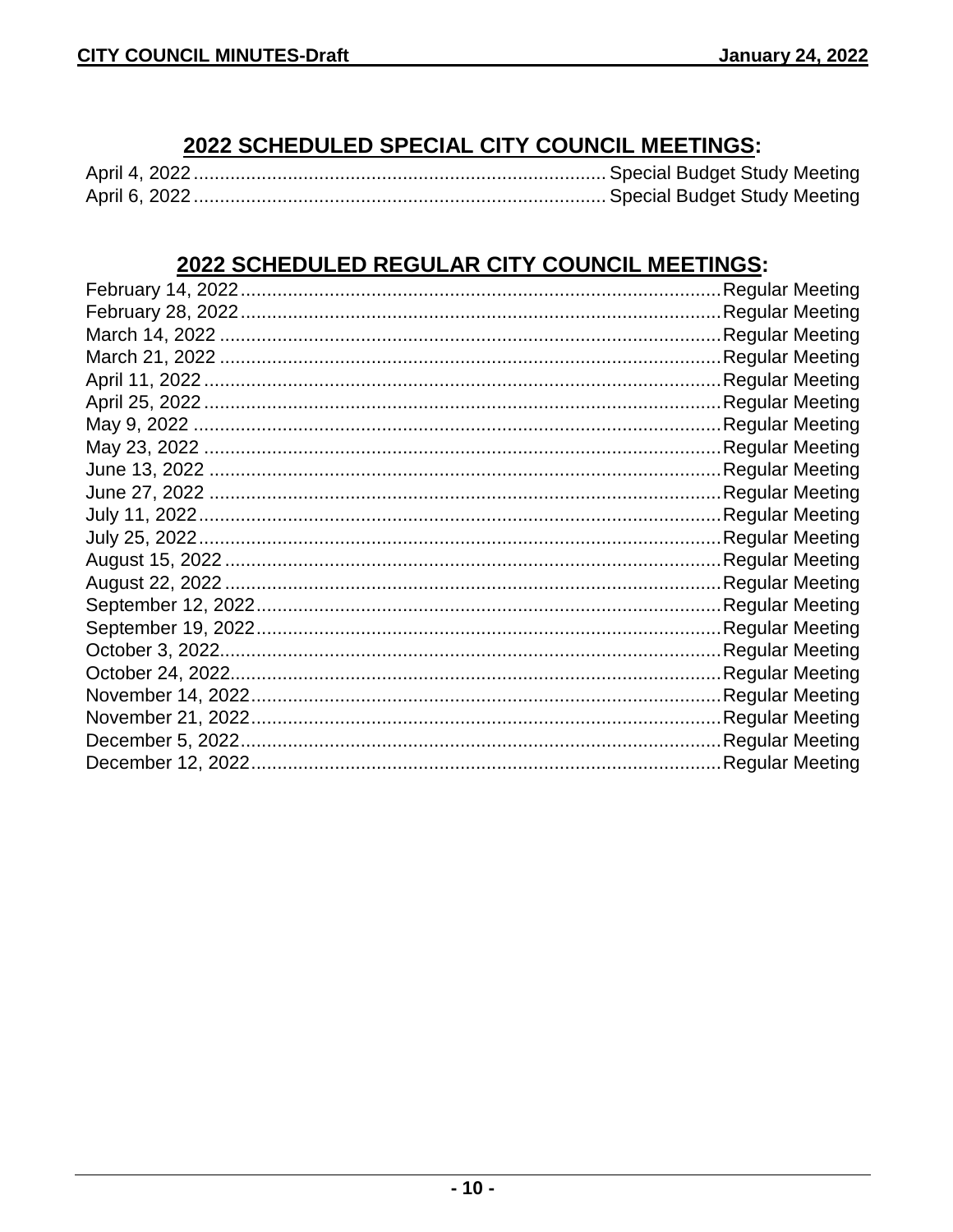## 2022 SCHEDULED SPECIAL CITY COUNCIL MEETINGS:

| | |
|---|---|
| April 4, 2022 | Special Budget Study Meeting |
| April 6, 2022 | Special Budget Study Meeting |

## 2022 SCHEDULED REGULAR CITY COUNCIL MEETINGS:

| | |
|---|---|
| February 14, 2022 | Regular Meeting |
| February 28, 2022 | Regular Meeting |
| March 14, 2022 | Regular Meeting |
| March 21, 2022 | Regular Meeting |
| April 11, 2022 | Regular Meeting |
| April 25, 2022 | Regular Meeting |
| May 9, 2022 | Regular Meeting |
| May 23, 2022 | Regular Meeting |
| June 13, 2022 | Regular Meeting |
| June 27, 2022 | Regular Meeting |
| July 11, 2022 | Regular Meeting |
| July 25, 2022 | Regular Meeting |
| August 15, 2022 | Regular Meeting |
| August 22, 2022 | Regular Meeting |
| September 12, 2022 | Regular Meeting |
| September 19, 2022 | Regular Meeting |
| October 3, 2022 | Regular Meeting |
| October 24, 2022 | Regular Meeting |
| November 14, 2022 | Regular Meeting |
| November 21, 2022 | Regular Meeting |
| December 5, 2022 | Regular Meeting |
| December 12, 2022 | Regular Meeting |